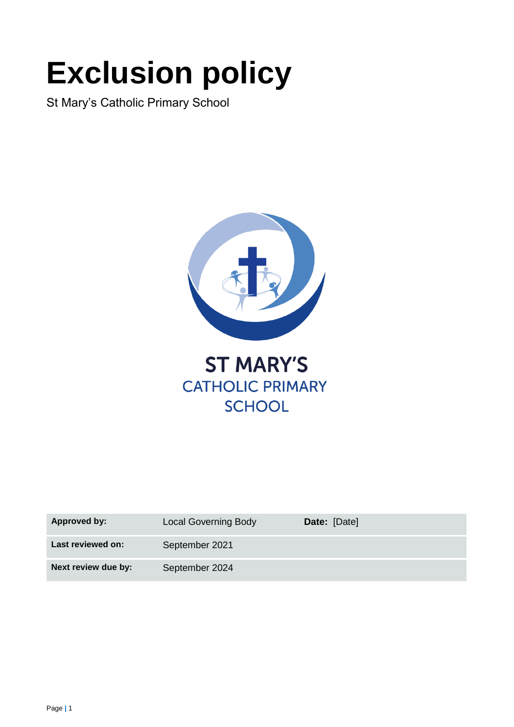# Exclusion policy

St Mary's Catholic Primary School

ST MARY'S
CATHOLIC PRIMARY
SCHOOL

| | | | |
|---|---|---|---|
| **Approved by:** | Local Governing Body | **Date:** | [Date] |
| **Last reviewed on:** | September 2021 | | |
| **Next review due by:** | September 2024 | | |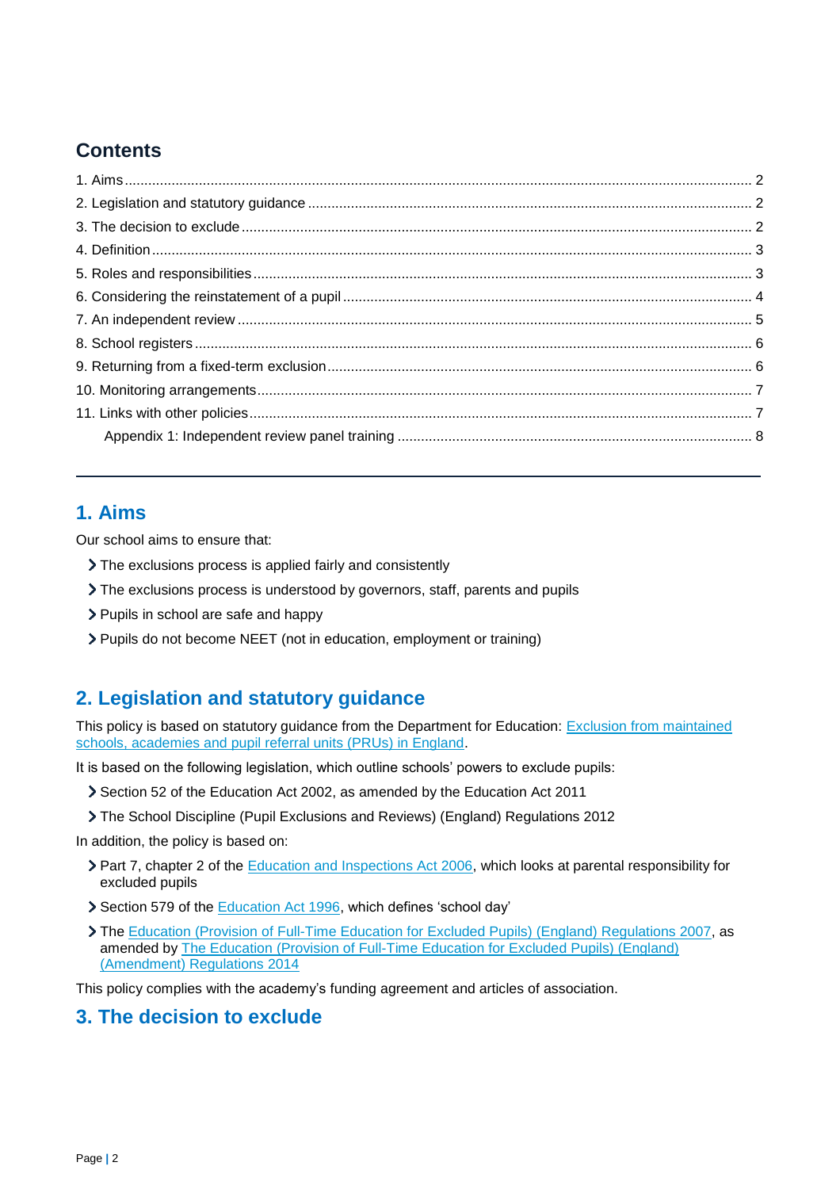## Contents

1. Aims ... 2
2. Legislation and statutory guidance ... 2
3. The decision to exclude ... 2
4. Definition ... 3
5. Roles and responsibilities ... 3
6. Considering the reinstatement of a pupil ... 4
7. An independent review ... 5
8. School registers ... 6
9. Returning from a fixed-term exclusion ... 6
10. Monitoring arrangements ... 7
11. Links with other policies ... 7
    Appendix 1: Independent review panel training ... 8

---

## 1. Aims

Our school aims to ensure that:

- The exclusions process is applied fairly and consistently
- The exclusions process is understood by governors, staff, parents and pupils
- Pupils in school are safe and happy
- Pupils do not become NEET (not in education, employment or training)

## 2. Legislation and statutory guidance

This policy is based on statutory guidance from the Department for Education: Exclusion from maintained schools, academies and pupil referral units (PRUs) in England.

It is based on the following legislation, which outline schools' powers to exclude pupils:

- Section 52 of the Education Act 2002, as amended by the Education Act 2011
- The School Discipline (Pupil Exclusions and Reviews) (England) Regulations 2012

In addition, the policy is based on:

- Part 7, chapter 2 of the Education and Inspections Act 2006, which looks at parental responsibility for excluded pupils
- Section 579 of the Education Act 1996, which defines 'school day'
- The Education (Provision of Full-Time Education for Excluded Pupils) (England) Regulations 2007, as amended by The Education (Provision of Full-Time Education for Excluded Pupils) (England) (Amendment) Regulations 2014

This policy complies with the academy's funding agreement and articles of association.

## 3. The decision to exclude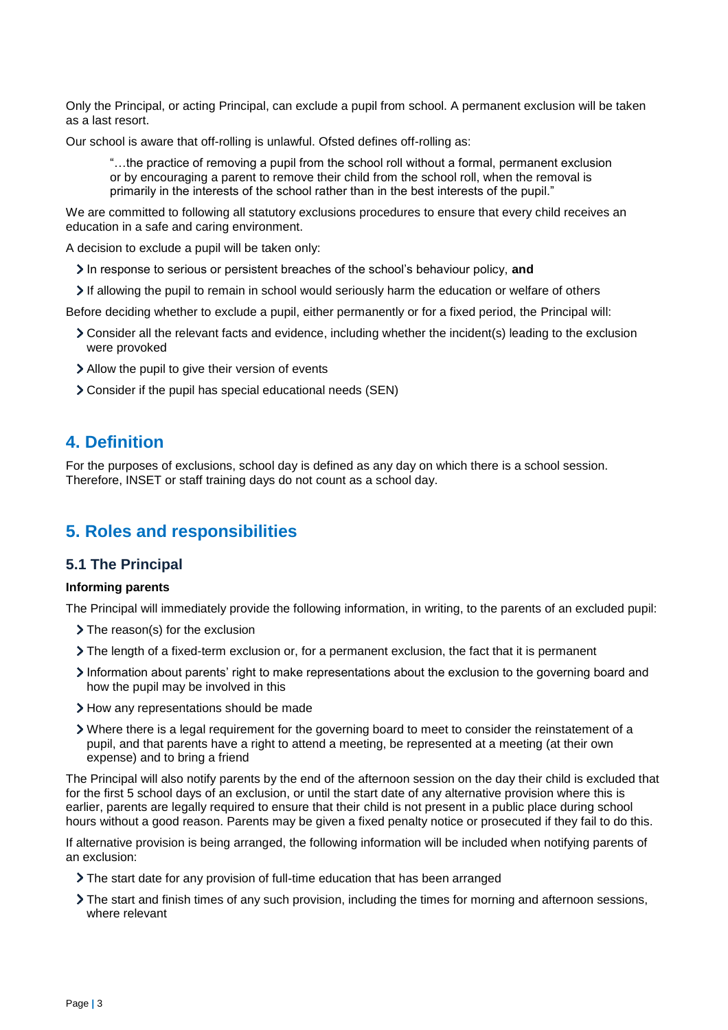Only the Principal, or acting Principal, can exclude a pupil from school. A permanent exclusion will be taken as a last resort.

Our school is aware that off-rolling is unlawful. Ofsted defines off-rolling as:

> "…the practice of removing a pupil from the school roll without a formal, permanent exclusion or by encouraging a parent to remove their child from the school roll, when the removal is primarily in the interests of the school rather than in the best interests of the pupil."

We are committed to following all statutory exclusions procedures to ensure that every child receives an education in a safe and caring environment.

A decision to exclude a pupil will be taken only:

- In response to serious or persistent breaches of the school's behaviour policy, **and**
- If allowing the pupil to remain in school would seriously harm the education or welfare of others

Before deciding whether to exclude a pupil, either permanently or for a fixed period, the Principal will:

- Consider all the relevant facts and evidence, including whether the incident(s) leading to the exclusion were provoked
- Allow the pupil to give their version of events
- Consider if the pupil has special educational needs (SEN)

## 4. Definition

For the purposes of exclusions, school day is defined as any day on which there is a school session. Therefore, INSET or staff training days do not count as a school day.

## 5. Roles and responsibilities

### 5.1 The Principal

**Informing parents**

The Principal will immediately provide the following information, in writing, to the parents of an excluded pupil:

- The reason(s) for the exclusion
- The length of a fixed-term exclusion or, for a permanent exclusion, the fact that it is permanent
- Information about parents' right to make representations about the exclusion to the governing board and how the pupil may be involved in this
- How any representations should be made
- Where there is a legal requirement for the governing board to meet to consider the reinstatement of a pupil, and that parents have a right to attend a meeting, be represented at a meeting (at their own expense) and to bring a friend

The Principal will also notify parents by the end of the afternoon session on the day their child is excluded that for the first 5 school days of an exclusion, or until the start date of any alternative provision where this is earlier, parents are legally required to ensure that their child is not present in a public place during school hours without a good reason. Parents may be given a fixed penalty notice or prosecuted if they fail to do this.

If alternative provision is being arranged, the following information will be included when notifying parents of an exclusion:

- The start date for any provision of full-time education that has been arranged
- The start and finish times of any such provision, including the times for morning and afternoon sessions, where relevant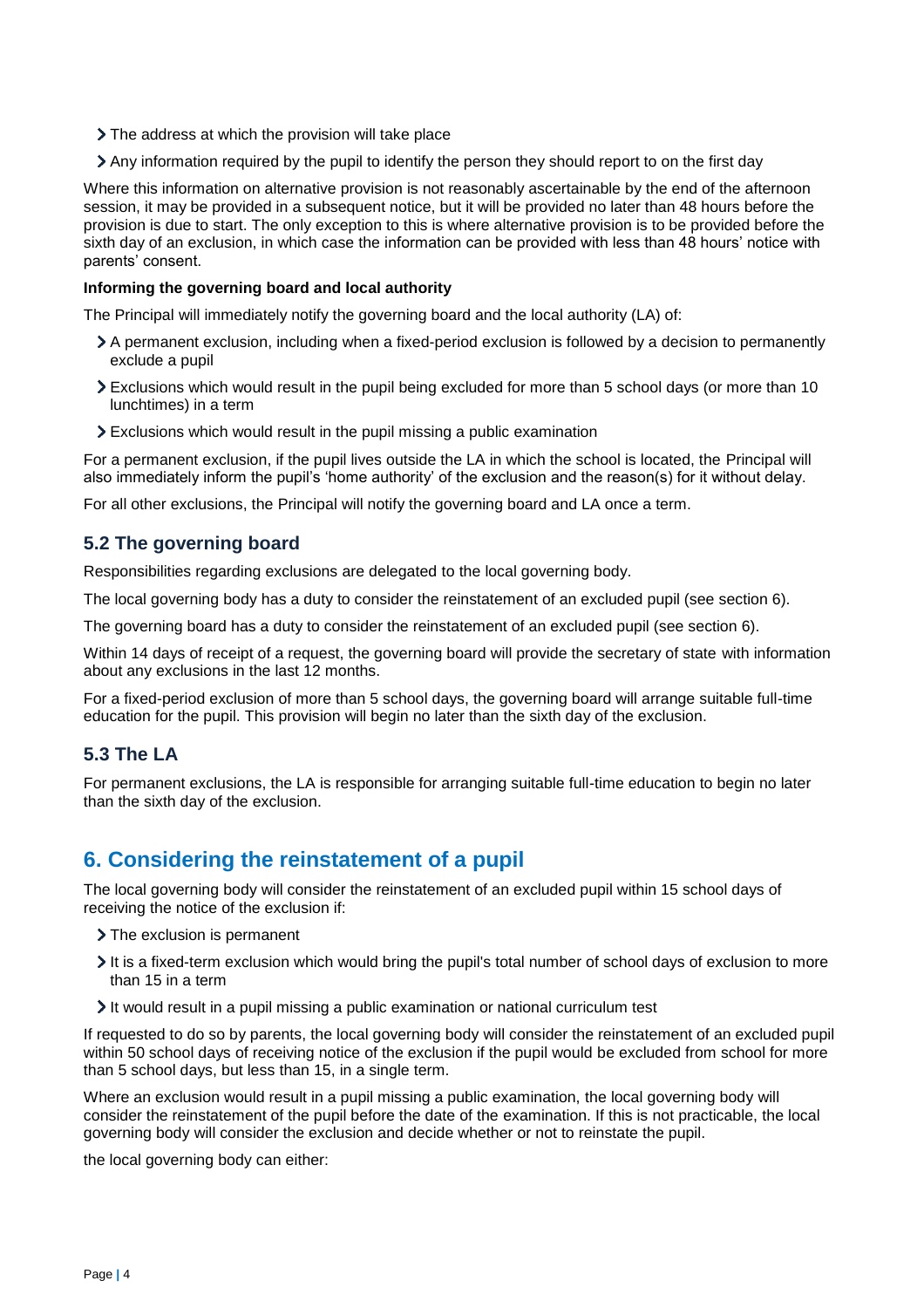- The address at which the provision will take place
- Any information required by the pupil to identify the person they should report to on the first day

Where this information on alternative provision is not reasonably ascertainable by the end of the afternoon session, it may be provided in a subsequent notice, but it will be provided no later than 48 hours before the provision is due to start. The only exception to this is where alternative provision is to be provided before the sixth day of an exclusion, in which case the information can be provided with less than 48 hours' notice with parents' consent.

**Informing the governing board and local authority**

The Principal will immediately notify the governing board and the local authority (LA) of:

- A permanent exclusion, including when a fixed-period exclusion is followed by a decision to permanently exclude a pupil
- Exclusions which would result in the pupil being excluded for more than 5 school days (or more than 10 lunchtimes) in a term
- Exclusions which would result in the pupil missing a public examination

For a permanent exclusion, if the pupil lives outside the LA in which the school is located, the Principal will also immediately inform the pupil's 'home authority' of the exclusion and the reason(s) for it without delay.

For all other exclusions, the Principal will notify the governing board and LA once a term.

### 5.2 The governing board

Responsibilities regarding exclusions are delegated to the local governing body.

The local governing body has a duty to consider the reinstatement of an excluded pupil (see section 6).

The governing board has a duty to consider the reinstatement of an excluded pupil (see section 6).

Within 14 days of receipt of a request, the governing board will provide the secretary of state with information about any exclusions in the last 12 months.

For a fixed-period exclusion of more than 5 school days, the governing board will arrange suitable full-time education for the pupil. This provision will begin no later than the sixth day of the exclusion.

### 5.3 The LA

For permanent exclusions, the LA is responsible for arranging suitable full-time education to begin no later than the sixth day of the exclusion.

## 6. Considering the reinstatement of a pupil

The local governing body will consider the reinstatement of an excluded pupil within 15 school days of receiving the notice of the exclusion if:

- The exclusion is permanent
- It is a fixed-term exclusion which would bring the pupil's total number of school days of exclusion to more than 15 in a term
- It would result in a pupil missing a public examination or national curriculum test

If requested to do so by parents, the local governing body will consider the reinstatement of an excluded pupil within 50 school days of receiving notice of the exclusion if the pupil would be excluded from school for more than 5 school days, but less than 15, in a single term.

Where an exclusion would result in a pupil missing a public examination, the local governing body will consider the reinstatement of the pupil before the date of the examination. If this is not practicable, the local governing body will consider the exclusion and decide whether or not to reinstate the pupil.

the local governing body can either: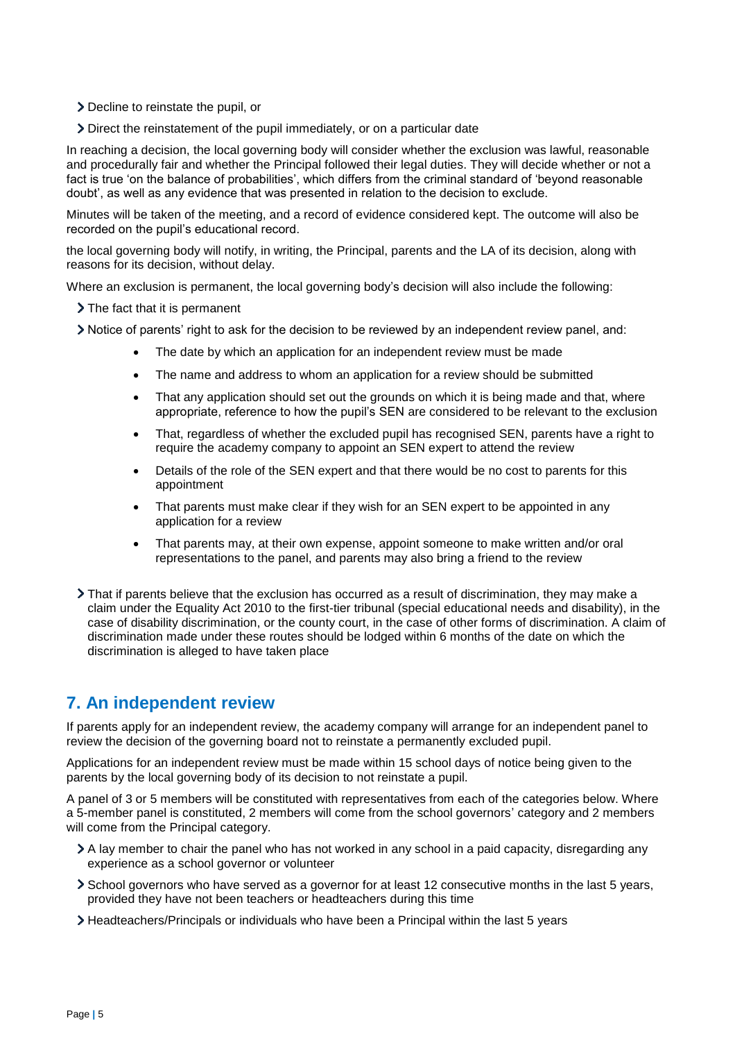- Decline to reinstate the pupil, or
- Direct the reinstatement of the pupil immediately, or on a particular date

In reaching a decision, the local governing body will consider whether the exclusion was lawful, reasonable and procedurally fair and whether the Principal followed their legal duties. They will decide whether or not a fact is true 'on the balance of probabilities', which differs from the criminal standard of 'beyond reasonable doubt', as well as any evidence that was presented in relation to the decision to exclude.

Minutes will be taken of the meeting, and a record of evidence considered kept. The outcome will also be recorded on the pupil's educational record.

the local governing body will notify, in writing, the Principal, parents and the LA of its decision, along with reasons for its decision, without delay.

Where an exclusion is permanent, the local governing body's decision will also include the following:

- The fact that it is permanent
- Notice of parents' right to ask for the decision to be reviewed by an independent review panel, and:
    - The date by which an application for an independent review must be made
    - The name and address to whom an application for a review should be submitted
    - That any application should set out the grounds on which it is being made and that, where appropriate, reference to how the pupil's SEN are considered to be relevant to the exclusion
    - That, regardless of whether the excluded pupil has recognised SEN, parents have a right to require the academy company to appoint an SEN expert to attend the review
    - Details of the role of the SEN expert and that there would be no cost to parents for this appointment
    - That parents must make clear if they wish for an SEN expert to be appointed in any application for a review
    - That parents may, at their own expense, appoint someone to make written and/or oral representations to the panel, and parents may also bring a friend to the review
- That if parents believe that the exclusion has occurred as a result of discrimination, they may make a claim under the Equality Act 2010 to the first-tier tribunal (special educational needs and disability), in the case of disability discrimination, or the county court, in the case of other forms of discrimination. A claim of discrimination made under these routes should be lodged within 6 months of the date on which the discrimination is alleged to have taken place

## 7. An independent review

If parents apply for an independent review, the academy company will arrange for an independent panel to review the decision of the governing board not to reinstate a permanently excluded pupil.

Applications for an independent review must be made within 15 school days of notice being given to the parents by the local governing body of its decision to not reinstate a pupil.

A panel of 3 or 5 members will be constituted with representatives from each of the categories below. Where a 5-member panel is constituted, 2 members will come from the school governors' category and 2 members will come from the Principal category.

- A lay member to chair the panel who has not worked in any school in a paid capacity, disregarding any experience as a school governor or volunteer
- School governors who have served as a governor for at least 12 consecutive months in the last 5 years, provided they have not been teachers or headteachers during this time
- Headteachers/Principals or individuals who have been a Principal within the last 5 years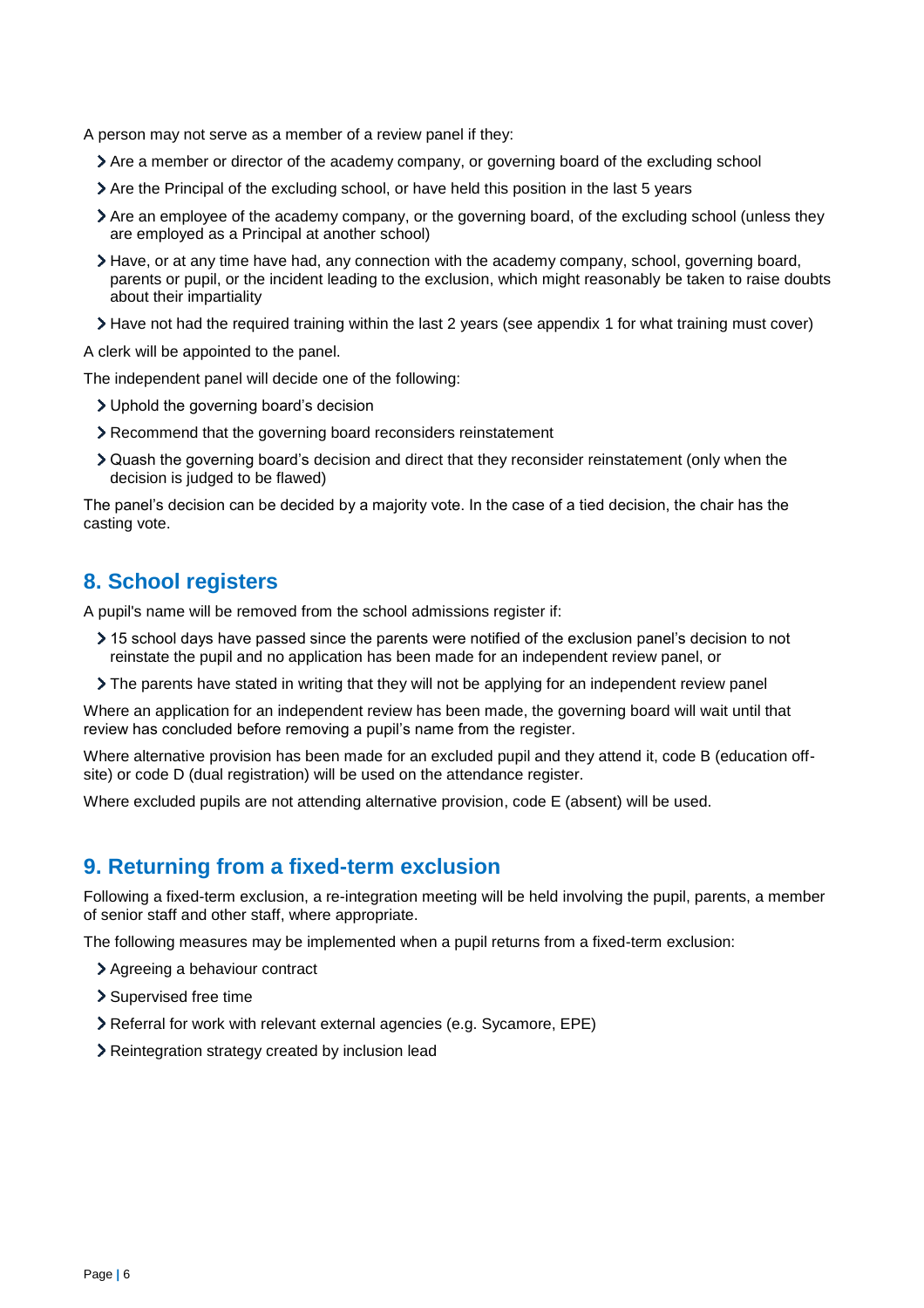A person may not serve as a member of a review panel if they:

- Are a member or director of the academy company, or governing board of the excluding school
- Are the Principal of the excluding school, or have held this position in the last 5 years
- Are an employee of the academy company, or the governing board, of the excluding school (unless they are employed as a Principal at another school)
- Have, or at any time have had, any connection with the academy company, school, governing board, parents or pupil, or the incident leading to the exclusion, which might reasonably be taken to raise doubts about their impartiality
- Have not had the required training within the last 2 years (see appendix 1 for what training must cover)

A clerk will be appointed to the panel.

The independent panel will decide one of the following:

- Uphold the governing board's decision
- Recommend that the governing board reconsiders reinstatement
- Quash the governing board's decision and direct that they reconsider reinstatement (only when the decision is judged to be flawed)

The panel's decision can be decided by a majority vote. In the case of a tied decision, the chair has the casting vote.

## 8. School registers

A pupil's name will be removed from the school admissions register if:

- 15 school days have passed since the parents were notified of the exclusion panel's decision to not reinstate the pupil and no application has been made for an independent review panel, or
- The parents have stated in writing that they will not be applying for an independent review panel

Where an application for an independent review has been made, the governing board will wait until that review has concluded before removing a pupil's name from the register.

Where alternative provision has been made for an excluded pupil and they attend it, code B (education off-site) or code D (dual registration) will be used on the attendance register.

Where excluded pupils are not attending alternative provision, code E (absent) will be used.

## 9. Returning from a fixed-term exclusion

Following a fixed-term exclusion, a re-integration meeting will be held involving the pupil, parents, a member of senior staff and other staff, where appropriate.

The following measures may be implemented when a pupil returns from a fixed-term exclusion:

- Agreeing a behaviour contract
- Supervised free time
- Referral for work with relevant external agencies (e.g. Sycamore, EPE)
- Reintegration strategy created by inclusion lead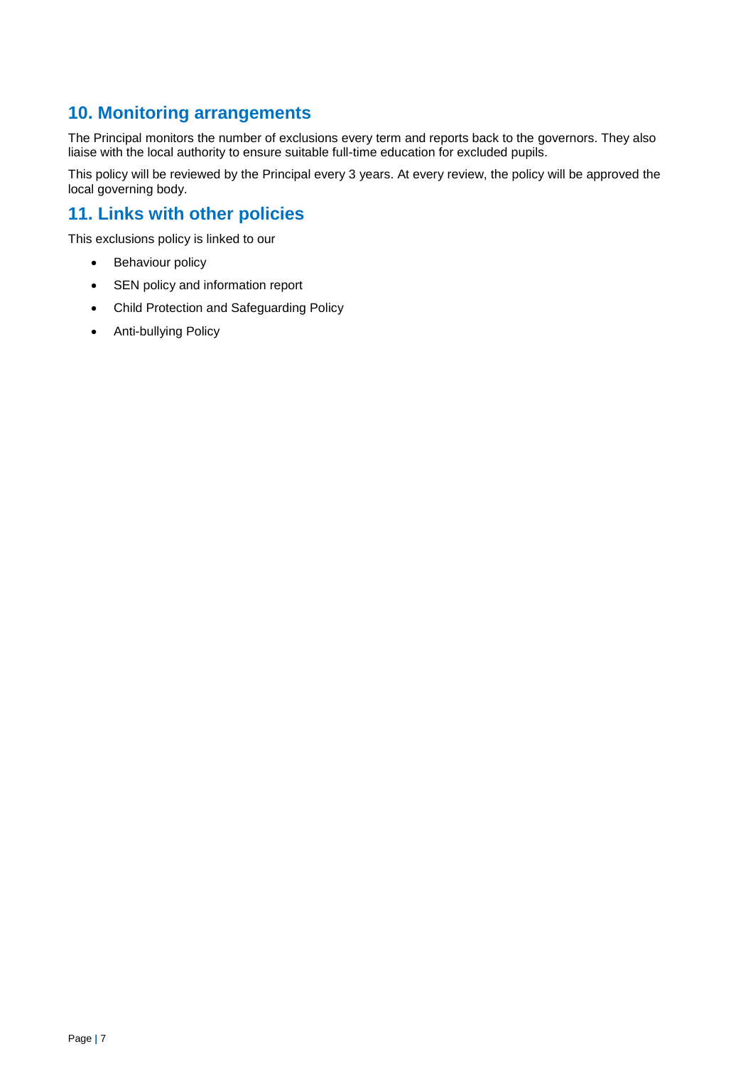## 10. Monitoring arrangements

The Principal monitors the number of exclusions every term and reports back to the governors. They also liaise with the local authority to ensure suitable full-time education for excluded pupils.

This policy will be reviewed by the Principal every 3 years. At every review, the policy will be approved the local governing body.

## 11. Links with other policies

This exclusions policy is linked to our

- Behaviour policy
- SEN policy and information report
- Child Protection and Safeguarding Policy
- Anti-bullying Policy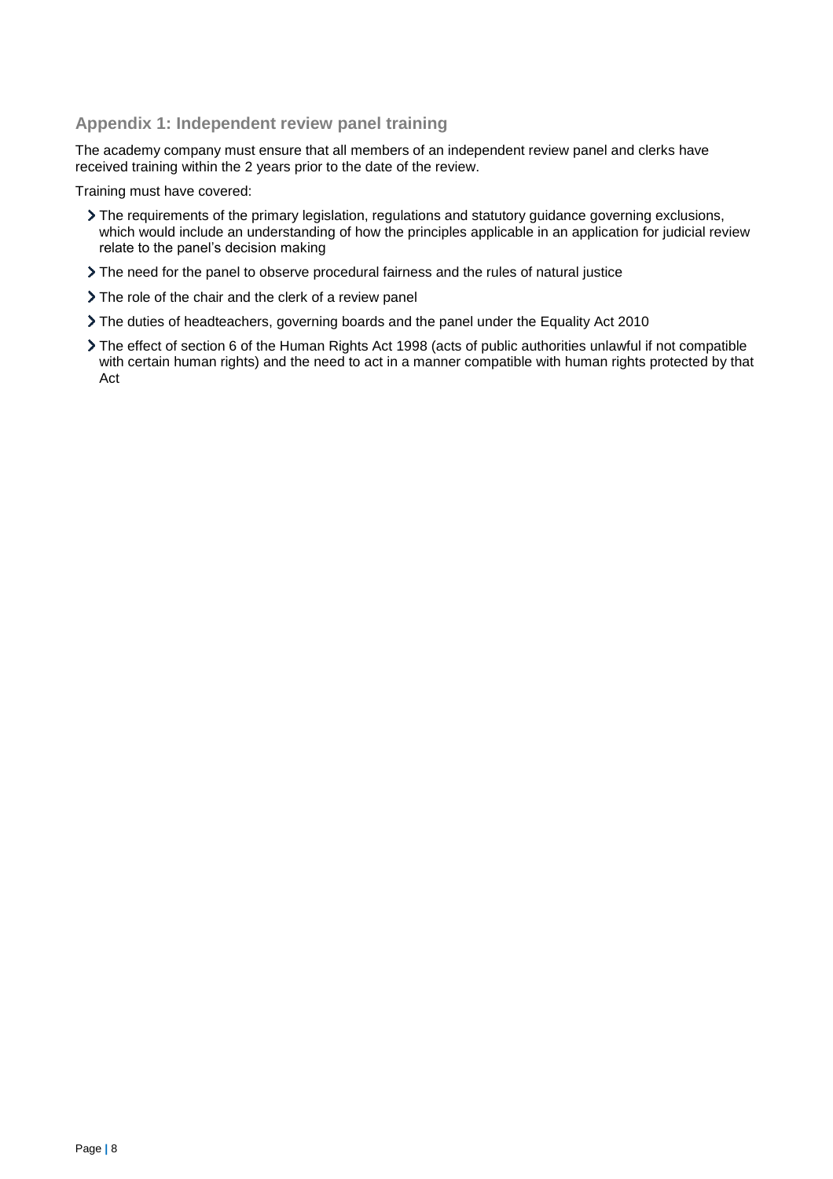## Appendix 1: Independent review panel training

The academy company must ensure that all members of an independent review panel and clerks have received training within the 2 years prior to the date of the review.

Training must have covered:

- The requirements of the primary legislation, regulations and statutory guidance governing exclusions, which would include an understanding of how the principles applicable in an application for judicial review relate to the panel's decision making
- The need for the panel to observe procedural fairness and the rules of natural justice
- The role of the chair and the clerk of a review panel
- The duties of headteachers, governing boards and the panel under the Equality Act 2010
- The effect of section 6 of the Human Rights Act 1998 (acts of public authorities unlawful if not compatible with certain human rights) and the need to act in a manner compatible with human rights protected by that Act